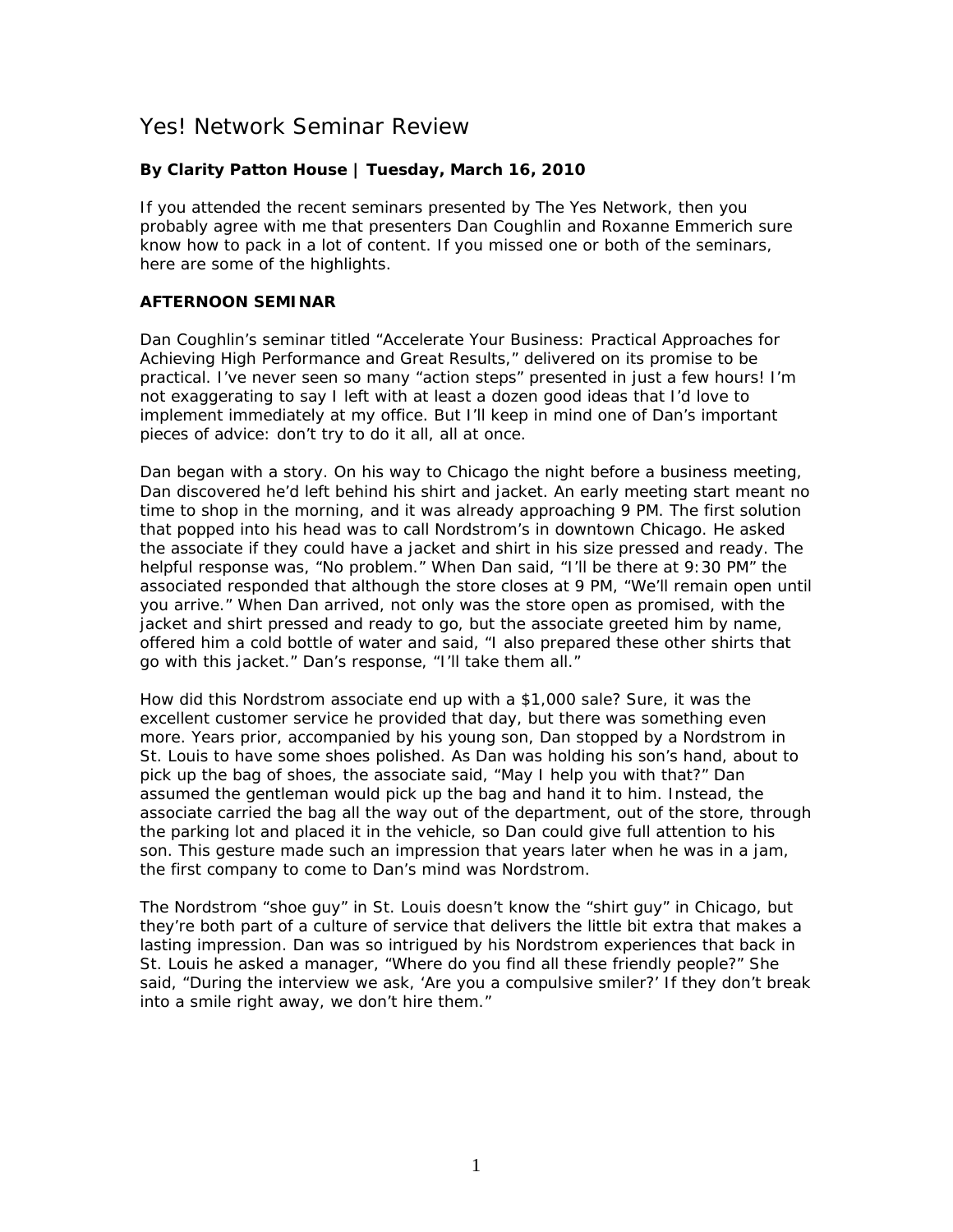# Yes! Network Seminar Review

**By Clarity Patton House | Tuesday, March 16, 2010**

If you attended the recent seminars presented by The Yes Network, then you probably agree with me that presenters Dan Coughlin and Roxanne Emmerich sure know how to pack in a lot of content. If you missed one or both of the seminars, here are some of the highlights.

**AFTERNOON SEMINAR**

Dan Coughlin's seminar titled "Accelerate Your Business: Practical Approaches for Achieving High Performance and Great Results," delivered on its promise to be practical. I've never seen so many "action steps" presented in just a few hours! I'm not exaggerating to say I left with at least a dozen good ideas that I'd love to implement immediately at my office. But I'll keep in mind one of Dan's important pieces of advice: don't try to do it all, all at once.

Dan began with a story. On his way to Chicago the night before a business meeting, Dan discovered he'd left behind his shirt and jacket. An early meeting start meant no time to shop in the morning, and it was already approaching 9 PM. The first solution that popped into his head was to call Nordstrom's in downtown Chicago. He asked the associate if they could have a jacket and shirt in his size pressed and ready. The helpful response was, "No problem." When Dan said, "I'll be there at 9:30 PM" the associated responded that although the store closes at 9 PM, "We'll remain open until you arrive." When Dan arrived, not only was the store open as promised, with the jacket and shirt pressed and ready to go, but the associate greeted him by name, offered him a cold bottle of water and said, "I also prepared these other shirts that go with this jacket." Dan's response, "I'll take them all."

How did this Nordstrom associate end up with a $1,000 sale? Sure, it was the excellent customer service he provided that day, but there was something even more. Years prior, accompanied by his young son, Dan stopped by a Nordstrom in St. Louis to have some shoes polished. As Dan was holding his son's hand, about to pick up the bag of shoes, the associate said, "May I help you with that?" Dan assumed the gentleman would pick up the bag and hand it to him. Instead, the associate carried the bag all the way out of the department, out of the store, through the parking lot and placed it in the vehicle, so Dan could give full attention to his son. This gesture made such an impression that years later when he was in a jam, the first company to come to Dan's mind was Nordstrom.

The Nordstrom "shoe guy" in St. Louis doesn't know the "shirt guy" in Chicago, but they're both part of a culture of service that delivers the little bit extra that makes a lasting impression. Dan was so intrigued by his Nordstrom experiences that back in St. Louis he asked a manager, "Where do you find all these friendly people?" She said, "During the interview we ask, 'Are you a compulsive smiler?' If they don't break into a smile right away, we don't hire them."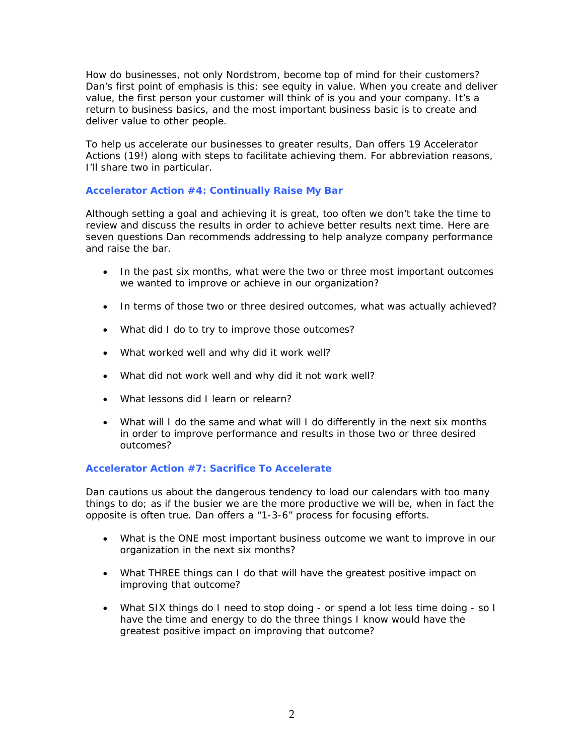How do businesses, not only Nordstrom, become top of mind for their customers? Dan's first point of emphasis is this: see equity in value. When you create and deliver value, the first person your customer will think of is you and your company. It's a return to business basics, and the most important business basic is to create and deliver value to other people.

To help us accelerate our businesses to greater results, Dan offers 19 Accelerator Actions (19!) along with steps to facilitate achieving them. For abbreviation reasons, I'll share two in particular.

### Accelerator Action #4: Continually Raise My Bar

Although setting a goal and achieving it is great, too often we don't take the time to review and discuss the results in order to achieve better results next time. Here are seven questions Dan recommends addressing to help analyze company performance and raise the bar.

- In the past six months, what were the two or three most important outcomes we wanted to improve or achieve in our organization?
- In terms of those two or three desired outcomes, what was actually achieved?
- What did I do to try to improve those outcomes?
- What worked well and why did it work well?
- What did not work well and why did it not work well?
- What lessons did I learn or relearn?
- What will I do the same and what will I do differently in the next six months in order to improve performance and results in those two or three desired outcomes?

### Accelerator Action #7: Sacrifice To Accelerate

Dan cautions us about the dangerous tendency to load our calendars with too many things to do; as if the busier we are the more productive we will be, when in fact the opposite is often true. Dan offers a "1-3-6" process for focusing efforts.

- What is the ONE most important business outcome we want to improve in our organization in the next six months?
- What THREE things can I do that will have the greatest positive impact on improving that outcome?
- What SIX things do I need to stop doing - or spend a lot less time doing - so I have the time and energy to do the three things I know would have the greatest positive impact on improving that outcome?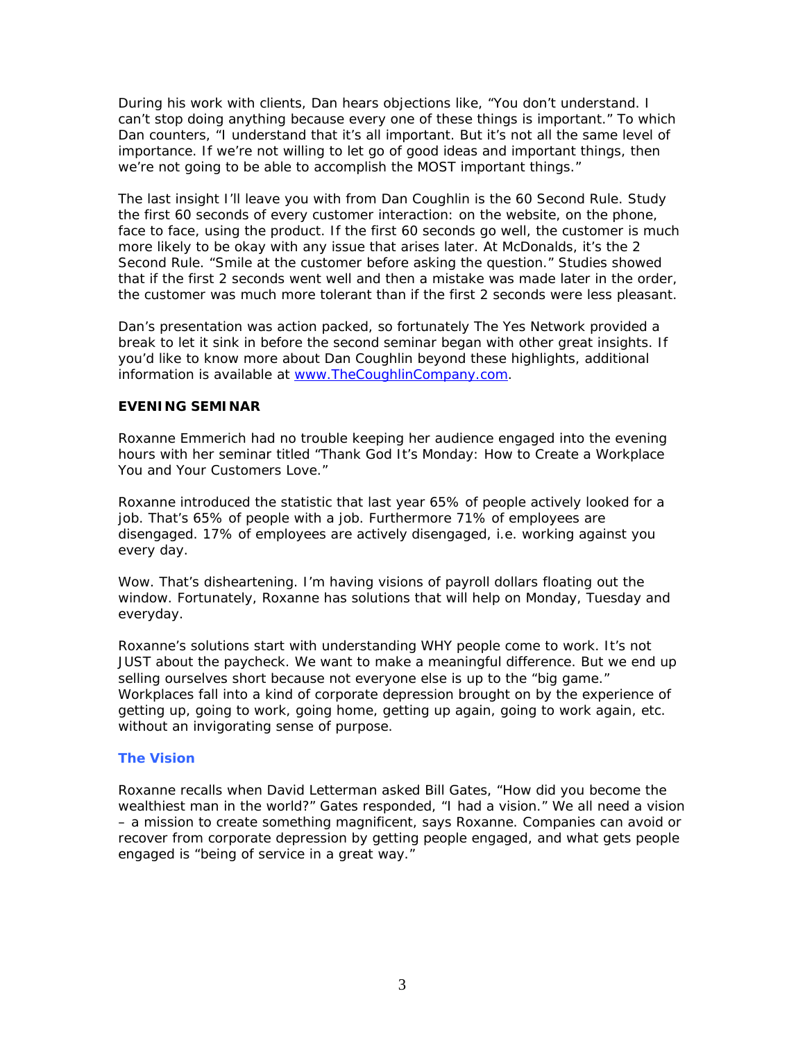During his work with clients, Dan hears objections like, "You don't understand. I can't stop doing anything because every one of these things is important." To which Dan counters, "I understand that it's all important. But it's not all the same level of importance. If we're not willing to let go of good ideas and important things, then we're not going to be able to accomplish the MOST important things."

The last insight I'll leave you with from Dan Coughlin is the 60 Second Rule. Study the first 60 seconds of every customer interaction: on the website, on the phone, face to face, using the product. If the first 60 seconds go well, the customer is much more likely to be okay with any issue that arises later. At McDonalds, it's the 2 Second Rule. "Smile at the customer before asking the question." Studies showed that if the first 2 seconds went well and then a mistake was made later in the order, the customer was much more tolerant than if the first 2 seconds were less pleasant.

Dan's presentation was action packed, so fortunately The Yes Network provided a break to let it sink in before the second seminar began with other great insights. If you'd like to know more about Dan Coughlin beyond these highlights, additional information is available at [www.TheCoughlinCompany.com](http://www.TheCoughlinCompany.com).

**EVENING SEMINAR**

Roxanne Emmerich had no trouble keeping her audience engaged into the evening hours with her seminar titled "Thank God It's Monday: How to Create a Workplace You and Your Customers Love."

Roxanne introduced the statistic that last year 65% of people actively looked for a job. That's 65% of people with a job. Furthermore 71% of employees are disengaged. 17% of employees are actively disengaged, i.e. working against you every day.

Wow. That's disheartening. I'm having visions of payroll dollars floating out the window. Fortunately, Roxanne has solutions that will help on Monday, Tuesday and everyday.

Roxanne's solutions start with understanding WHY people come to work. It's not JUST about the paycheck. We want to make a meaningful difference. But we end up selling ourselves short because not everyone else is up to the "big game." Workplaces fall into a kind of corporate depression brought on by the experience of getting up, going to work, going home, getting up again, going to work again, etc. without an invigorating sense of purpose.

### The Vision

Roxanne recalls when David Letterman asked Bill Gates, "How did you become the wealthiest man in the world?" Gates responded, "I had a vision." We all need a vision – a mission to create something magnificent, says Roxanne. Companies can avoid or recover from corporate depression by getting people engaged, and what gets people engaged is "being of service in a great way."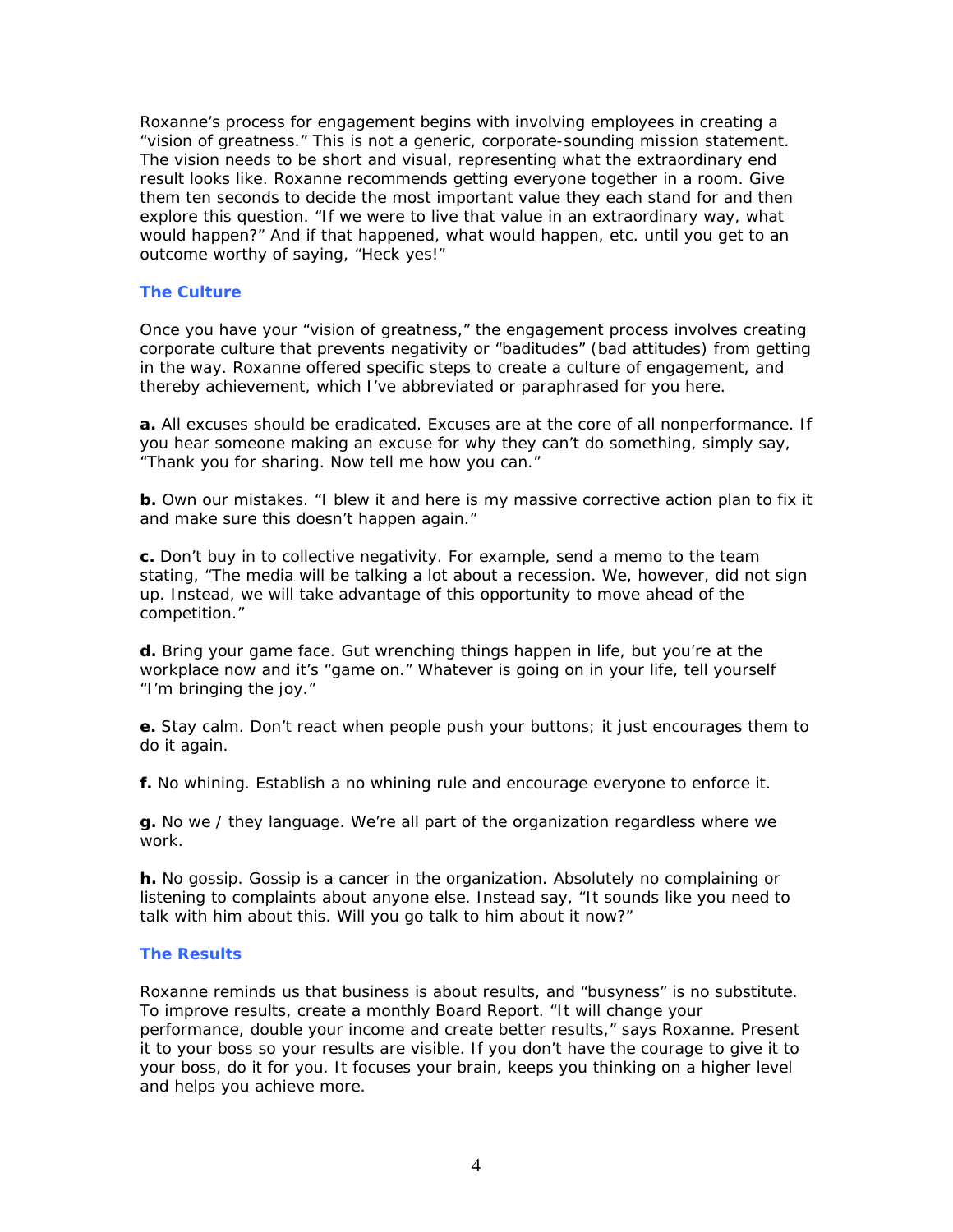Roxanne's process for engagement begins with involving employees in creating a "vision of greatness." This is not a generic, corporate-sounding mission statement. The vision needs to be short and visual, representing what the extraordinary end result looks like. Roxanne recommends getting everyone together in a room. Give them ten seconds to decide the most important value they each stand for and then explore this question. "If we were to live that value in an extraordinary way, what would happen?" And if that happened, what would happen, etc. until you get to an outcome worthy of saying, "Heck yes!"

### The Culture

Once you have your "vision of greatness," the engagement process involves creating corporate culture that prevents negativity or "baditudes" (bad attitudes) from getting in the way. Roxanne offered specific steps to create a culture of engagement, and thereby achievement, which I've abbreviated or paraphrased for you here.

**a.** All excuses should be eradicated. Excuses are at the core of all nonperformance. If you hear someone making an excuse for why they can't do something, simply say, "Thank you for sharing. Now tell me how you can."

**b.** Own our mistakes. "I blew it and here is my massive corrective action plan to fix it and make sure this doesn't happen again."

**c.** Don't buy in to collective negativity. For example, send a memo to the team stating, "The media will be talking a lot about a recession. We, however, did not sign up. Instead, we will take advantage of this opportunity to move ahead of the competition."

**d.** Bring your game face. Gut wrenching things happen in life, but you're at the workplace now and it's "game on." Whatever is going on in your life, tell yourself "I'm bringing the joy."

**e.** Stay calm. Don't react when people push your buttons; it just encourages them to do it again.

**f.** No whining. Establish a no whining rule and encourage everyone to enforce it.

**g.** No we / they language. We're all part of the organization regardless where we work.

**h.** No gossip. Gossip is a cancer in the organization. Absolutely no complaining or listening to complaints about anyone else. Instead say, "It sounds like you need to talk with him about this. Will you go talk to him about it now?"

### The Results

Roxanne reminds us that business is about results, and "busyness" is no substitute. To improve results, create a monthly Board Report. "It will change your performance, double your income and create better results," says Roxanne. Present it to your boss so your results are visible. If you don't have the courage to give it to your boss, do it for you. It focuses your brain, keeps you thinking on a higher level and helps you achieve more.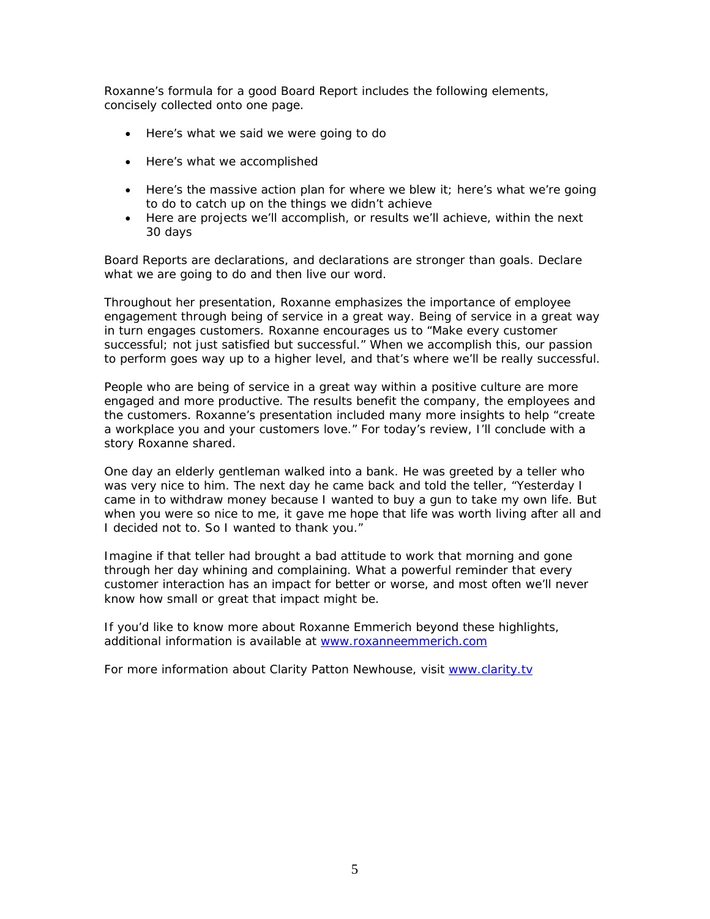Roxanne's formula for a good Board Report includes the following elements, concisely collected onto one page.

- Here's what we said we were going to do
- Here's what we accomplished
- Here's the massive action plan for where we blew it; here's what we're going to do to catch up on the things we didn't achieve
- Here are projects we'll accomplish, or results we'll achieve, within the next 30 days

Board Reports are declarations, and declarations are stronger than goals. Declare what we are going to do and then live our word.

Throughout her presentation, Roxanne emphasizes the importance of employee engagement through being of service in a great way. Being of service in a great way in turn engages customers. Roxanne encourages us to "Make every customer successful; not just satisfied but successful." When we accomplish this, our passion to perform goes way up to a higher level, and that's where we'll be really successful.

People who are being of service in a great way within a positive culture are more engaged and more productive. The results benefit the company, the employees and the customers. Roxanne's presentation included many more insights to help "create a workplace you and your customers love." For today's review, I'll conclude with a story Roxanne shared.

One day an elderly gentleman walked into a bank. He was greeted by a teller who was very nice to him. The next day he came back and told the teller, "Yesterday I came in to withdraw money because I wanted to buy a gun to take my own life. But when you were so nice to me, it gave me hope that life was worth living after all and I decided not to. So I wanted to thank you."

Imagine if that teller had brought a bad attitude to work that morning and gone through her day whining and complaining. What a powerful reminder that every customer interaction has an impact for better or worse, and most often we'll never know how small or great that impact might be.

If you'd like to know more about Roxanne Emmerich beyond these highlights, additional information is available at [www.roxanneemmerich.com](http://www.roxanneemmerich.com)

For more information about Clarity Patton Newhouse, visit [www.clarity.tv](http://www.clarity.tv)